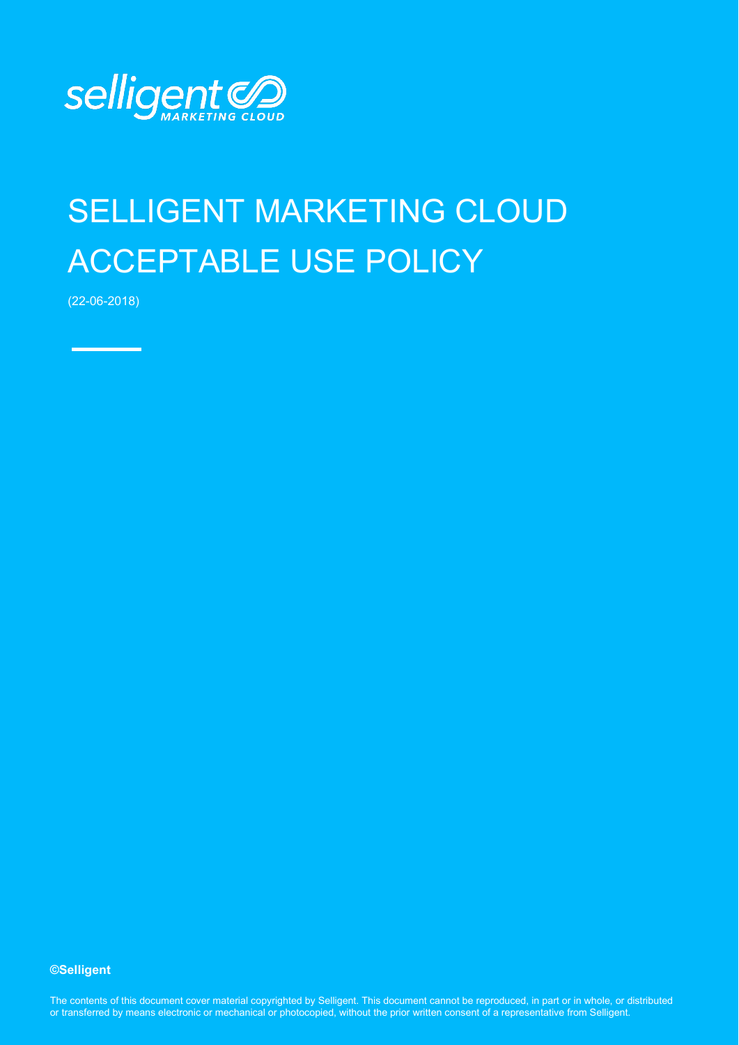selligent MARKETING CLOUD

# SELLIGENT MARKETING CLOUD ACCEPTABLE USE POLICY

(22-06-2018)

**©Selligent**

The contents of this document cover material copyrighted by Selligent. This document cannot be reproduced, in part or in whole, or distributed or transferred by means electronic or mechanical or photocopied, without the prior written consent of a representative from Selligent.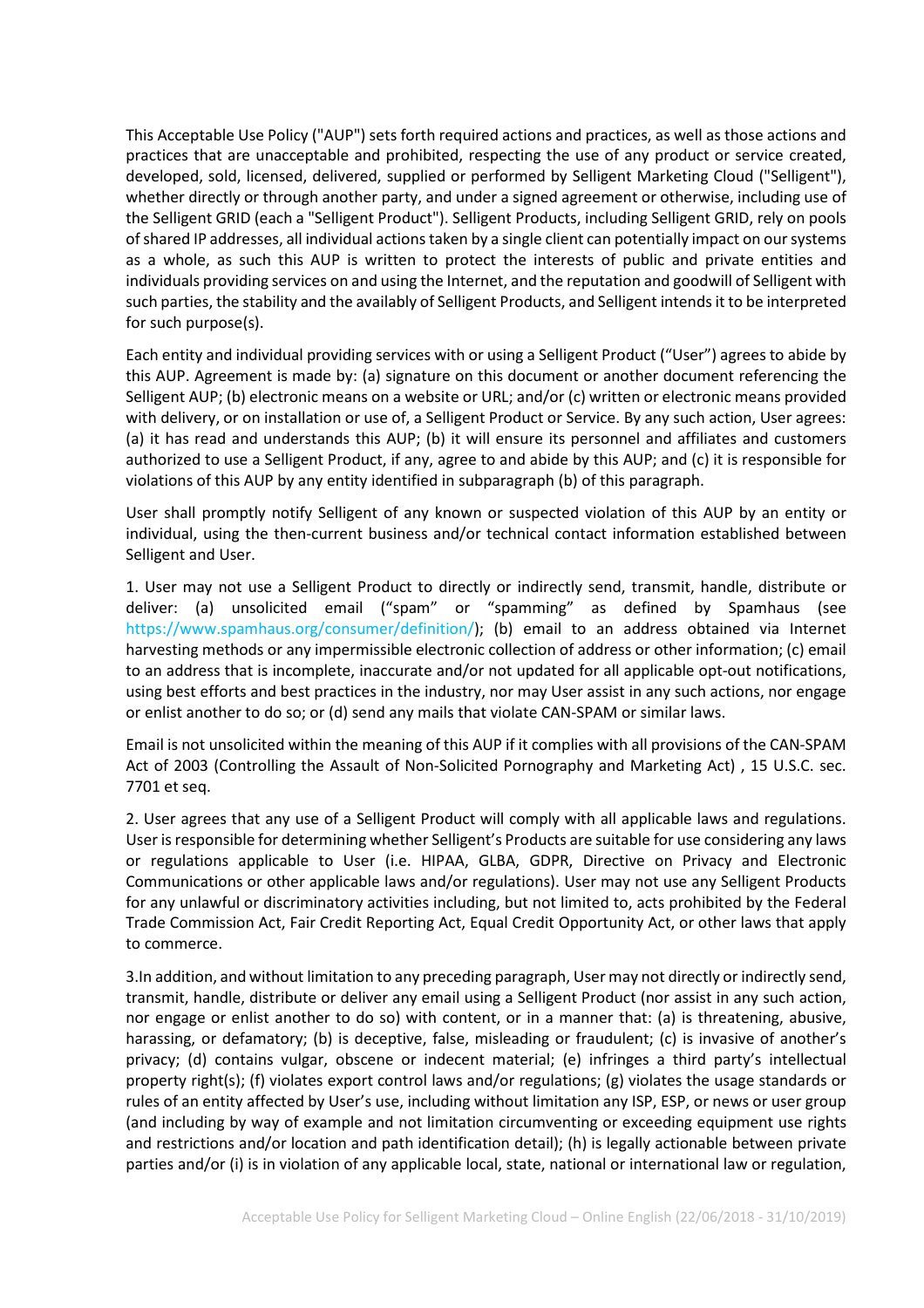This Acceptable Use Policy ("AUP") sets forth required actions and practices, as well as those actions and practices that are unacceptable and prohibited, respecting the use of any product or service created, developed, sold, licensed, delivered, supplied or performed by Selligent Marketing Cloud ("Selligent"), whether directly or through another party, and under a signed agreement or otherwise, including use of the Selligent GRID (each a "Selligent Product"). Selligent Products, including Selligent GRID, rely on pools of shared IP addresses, all individual actions taken by a single client can potentially impact on our systems as a whole, as such this AUP is written to protect the interests of public and private entities and individuals providing services on and using the Internet, and the reputation and goodwill of Selligent with such parties, the stability and the availably of Selligent Products, and Selligent intends it to be interpreted for such purpose(s).

Each entity and individual providing services with or using a Selligent Product ("User") agrees to abide by this AUP. Agreement is made by: (a) signature on this document or another document referencing the Selligent AUP; (b) electronic means on a website or URL; and/or (c) written or electronic means provided with delivery, or on installation or use of, a Selligent Product or Service. By any such action, User agrees: (a) it has read and understands this AUP; (b) it will ensure its personnel and affiliates and customers authorized to use a Selligent Product, if any, agree to and abide by this AUP; and (c) it is responsible for violations of this AUP by any entity identified in subparagraph (b) of this paragraph.

User shall promptly notify Selligent of any known or suspected violation of this AUP by an entity or individual, using the then-current business and/or technical contact information established between Selligent and User.

1. User may not use a Selligent Product to directly or indirectly send, transmit, handle, distribute or deliver: (a) unsolicited email ("spam" or "spamming" as defined by Spamhaus (see https://www.spamhaus.org/consumer/definition/); (b) email to an address obtained via Internet harvesting methods or any impermissible electronic collection of address or other information; (c) email to an address that is incomplete, inaccurate and/or not updated for all applicable opt-out notifications, using best efforts and best practices in the industry, nor may User assist in any such actions, nor engage or enlist another to do so; or (d) send any mails that violate CAN-SPAM or similar laws.

Email is not unsolicited within the meaning of this AUP if it complies with all provisions of the CAN-SPAM Act of 2003 (Controlling the Assault of Non-Solicited Pornography and Marketing Act) , 15 U.S.C. sec. 7701 et seq.

2. User agrees that any use of a Selligent Product will comply with all applicable laws and regulations. User is responsible for determining whether Selligent's Products are suitable for use considering any laws or regulations applicable to User (i.e. HIPAA, GLBA, GDPR, Directive on Privacy and Electronic Communications or other applicable laws and/or regulations). User may not use any Selligent Products for any unlawful or discriminatory activities including, but not limited to, acts prohibited by the Federal Trade Commission Act, Fair Credit Reporting Act, Equal Credit Opportunity Act, or other laws that apply to commerce.

3.In addition, and without limitation to any preceding paragraph, User may not directly or indirectly send, transmit, handle, distribute or deliver any email using a Selligent Product (nor assist in any such action, nor engage or enlist another to do so) with content, or in a manner that: (a) is threatening, abusive, harassing, or defamatory; (b) is deceptive, false, misleading or fraudulent; (c) is invasive of another's privacy; (d) contains vulgar, obscene or indecent material; (e) infringes a third party's intellectual property right(s); (f) violates export control laws and/or regulations; (g) violates the usage standards or rules of an entity affected by User's use, including without limitation any ISP, ESP, or news or user group (and including by way of example and not limitation circumventing or exceeding equipment use rights and restrictions and/or location and path identification detail); (h) is legally actionable between private parties and/or (i) is in violation of any applicable local, state, national or international law or regulation,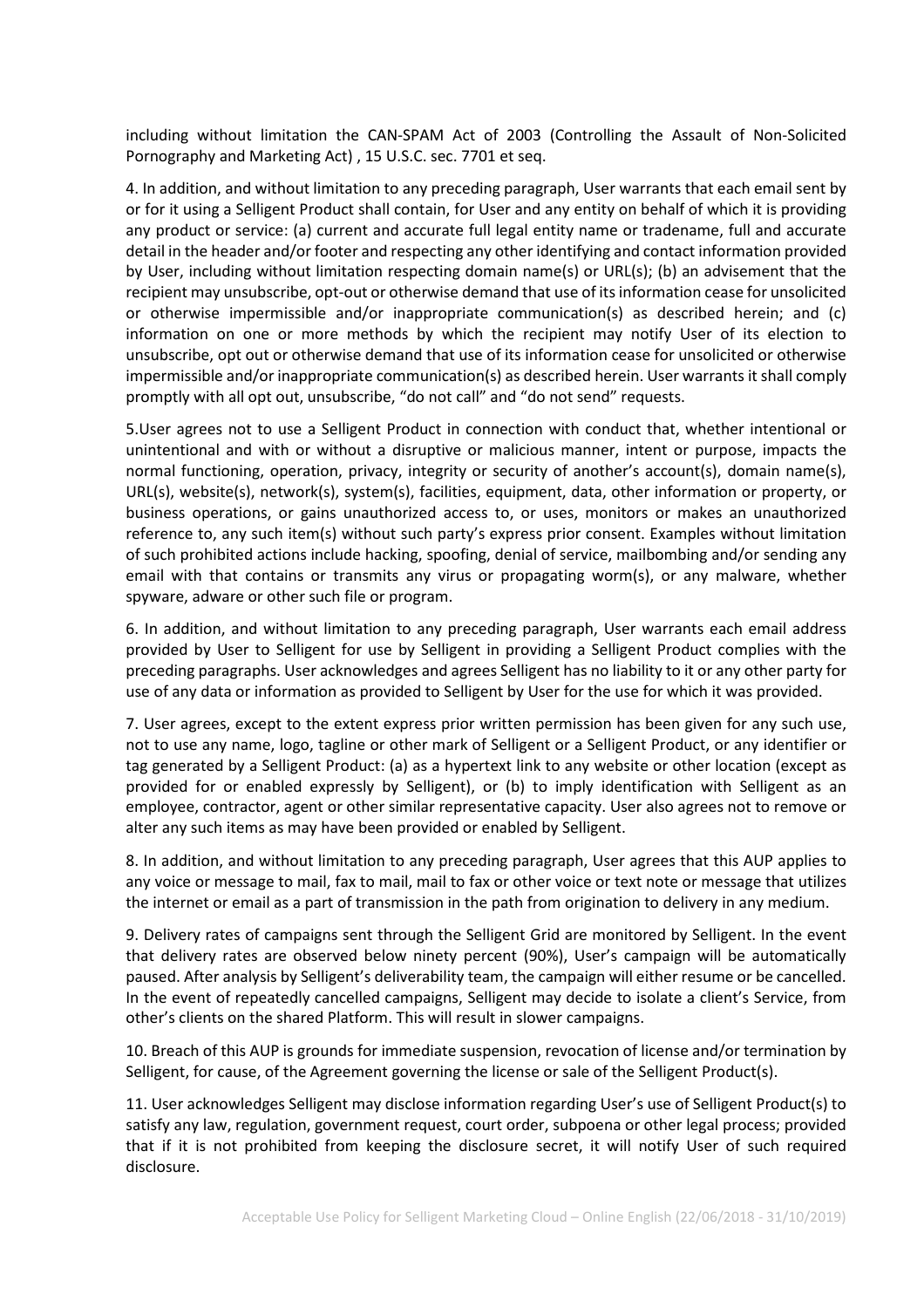including without limitation the CAN-SPAM Act of 2003 (Controlling the Assault of Non-Solicited Pornography and Marketing Act) , 15 U.S.C. sec. 7701 et seq.

4. In addition, and without limitation to any preceding paragraph, User warrants that each email sent by or for it using a Selligent Product shall contain, for User and any entity on behalf of which it is providing any product or service: (a) current and accurate full legal entity name or tradename, full and accurate detail in the header and/or footer and respecting any other identifying and contact information provided by User, including without limitation respecting domain name(s) or URL(s); (b) an advisement that the recipient may unsubscribe, opt-out or otherwise demand that use of its information cease for unsolicited or otherwise impermissible and/or inappropriate communication(s) as described herein; and (c) information on one or more methods by which the recipient may notify User of its election to unsubscribe, opt out or otherwise demand that use of its information cease for unsolicited or otherwise impermissible and/or inappropriate communication(s) as described herein. User warrants it shall comply promptly with all opt out, unsubscribe, "do not call" and "do not send" requests.

5.User agrees not to use a Selligent Product in connection with conduct that, whether intentional or unintentional and with or without a disruptive or malicious manner, intent or purpose, impacts the normal functioning, operation, privacy, integrity or security of another's account(s), domain name(s), URL(s), website(s), network(s), system(s), facilities, equipment, data, other information or property, or business operations, or gains unauthorized access to, or uses, monitors or makes an unauthorized reference to, any such item(s) without such party's express prior consent. Examples without limitation of such prohibited actions include hacking, spoofing, denial of service, mailbombing and/or sending any email with that contains or transmits any virus or propagating worm(s), or any malware, whether spyware, adware or other such file or program.

6. In addition, and without limitation to any preceding paragraph, User warrants each email address provided by User to Selligent for use by Selligent in providing a Selligent Product complies with the preceding paragraphs. User acknowledges and agrees Selligent has no liability to it or any other party for use of any data or information as provided to Selligent by User for the use for which it was provided.

7. User agrees, except to the extent express prior written permission has been given for any such use, not to use any name, logo, tagline or other mark of Selligent or a Selligent Product, or any identifier or tag generated by a Selligent Product: (a) as a hypertext link to any website or other location (except as provided for or enabled expressly by Selligent), or (b) to imply identification with Selligent as an employee, contractor, agent or other similar representative capacity. User also agrees not to remove or alter any such items as may have been provided or enabled by Selligent.

8. In addition, and without limitation to any preceding paragraph, User agrees that this AUP applies to any voice or message to mail, fax to mail, mail to fax or other voice or text note or message that utilizes the internet or email as a part of transmission in the path from origination to delivery in any medium.

9. Delivery rates of campaigns sent through the Selligent Grid are monitored by Selligent. In the event that delivery rates are observed below ninety percent (90%), User's campaign will be automatically paused. After analysis by Selligent's deliverability team, the campaign will either resume or be cancelled. In the event of repeatedly cancelled campaigns, Selligent may decide to isolate a client's Service, from other's clients on the shared Platform. This will result in slower campaigns.

10. Breach of this AUP is grounds for immediate suspension, revocation of license and/or termination by Selligent, for cause, of the Agreement governing the license or sale of the Selligent Product(s).

11. User acknowledges Selligent may disclose information regarding User's use of Selligent Product(s) to satisfy any law, regulation, government request, court order, subpoena or other legal process; provided that if it is not prohibited from keeping the disclosure secret, it will notify User of such required disclosure.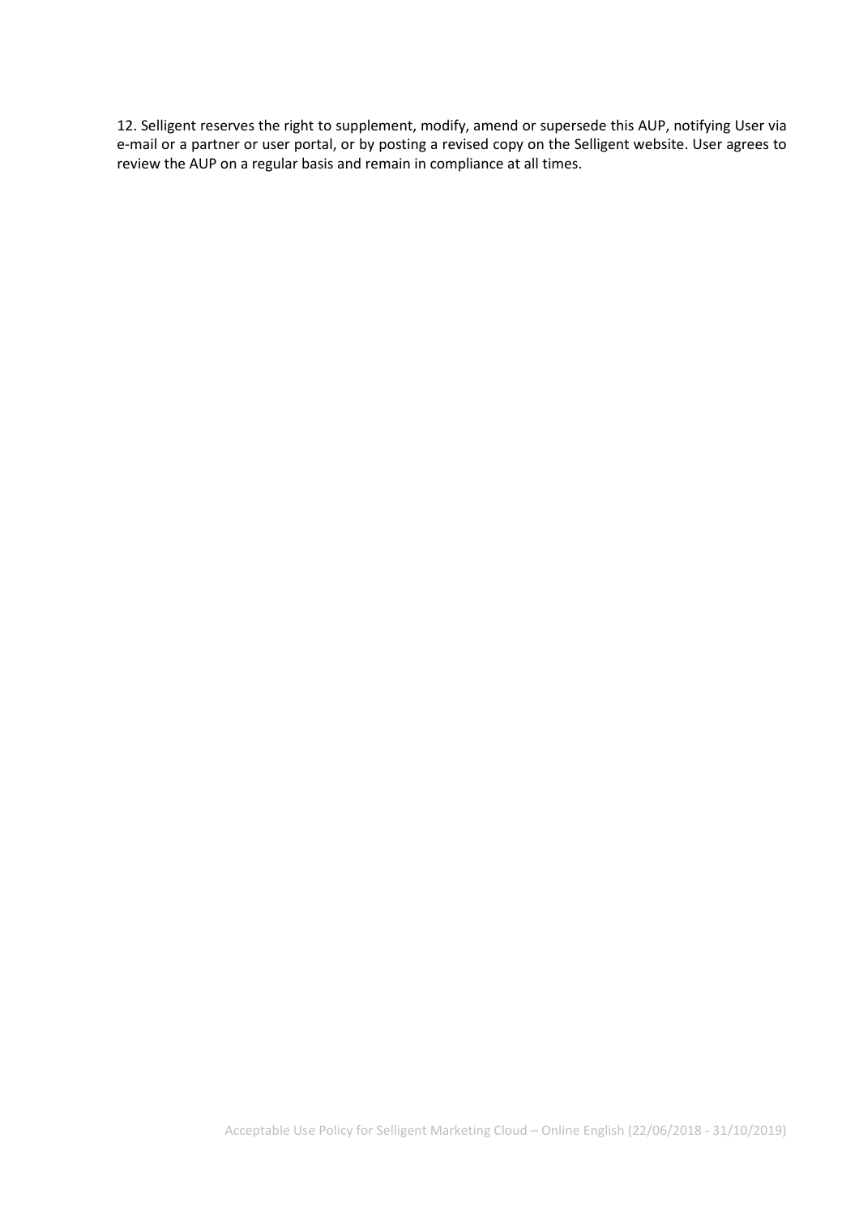12. Selligent reserves the right to supplement, modify, amend or supersede this AUP, notifying User via e-mail or a partner or user portal, or by posting a revised copy on the Selligent website. User agrees to review the AUP on a regular basis and remain in compliance at all times.